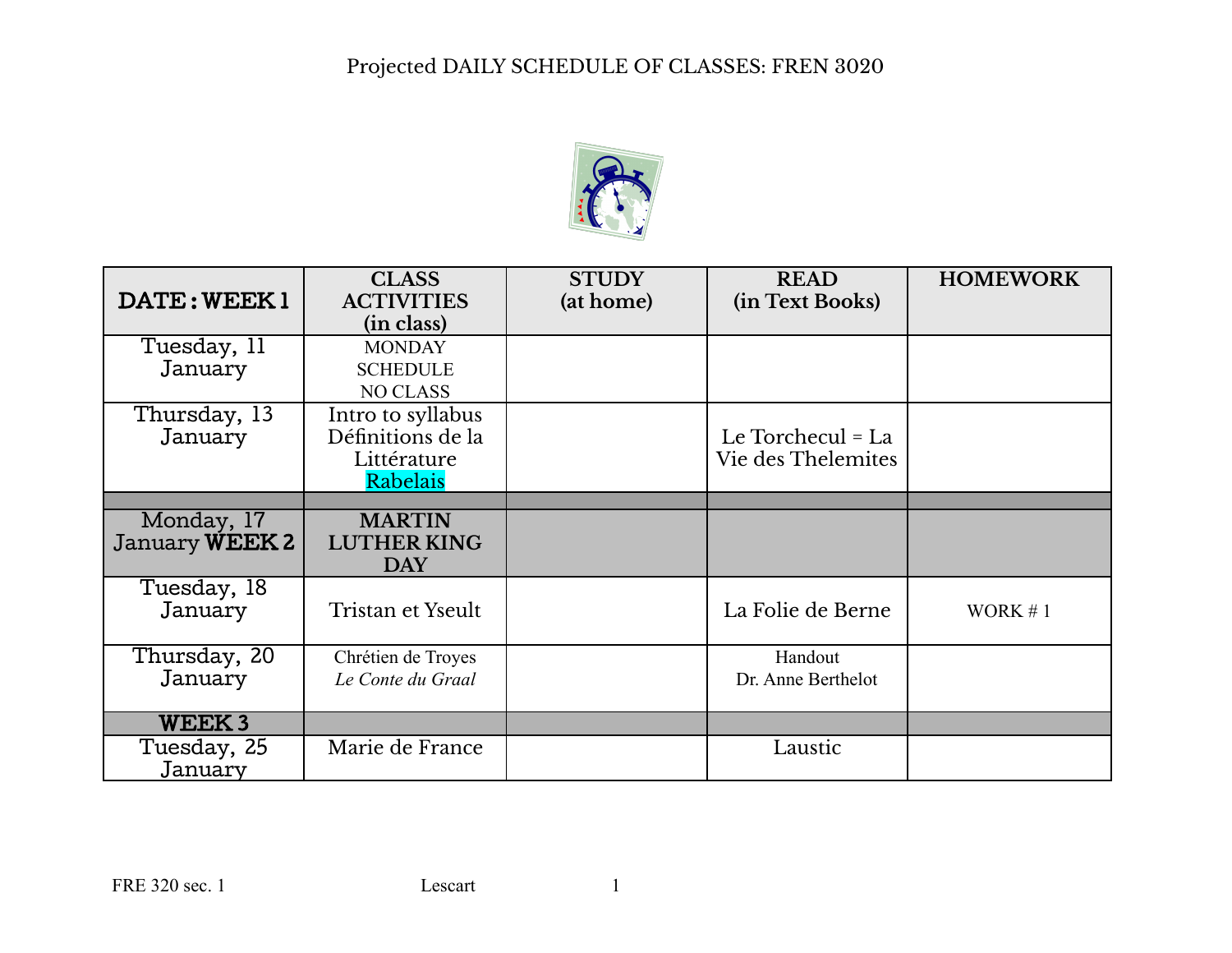Projected DAILY SCHEDULE OF CLASSES: FREN 3020

| DATE : WEEK 1 | CLASS ACTIVITIES (in class) | STUDY (at home) | READ (in Text Books) | HOMEWORK |
| --- | --- | --- | --- | --- |
| Tuesday, 11 January | MONDAY SCHEDULE NO CLASS | | | |
| Thursday, 13 January | Intro to syllabus Définitions de la Littérature Rabelais | | Le Torchecul = La Vie des Thelemites | |
| | | | | |
| Monday, 17 January **WEEK 2** | **MARTIN LUTHER KING DAY** | | | |
| Tuesday, 18 January | Tristan et Yseult | | La Folie de Berne | WORK # 1 |
| Thursday, 20 January | Chrétien de Troyes *Le Conte du Graal* | | Handout Dr. Anne Berthelot | |
| **WEEK 3** | | | | |
| Tuesday, 25 January | Marie de France | | Laustic | |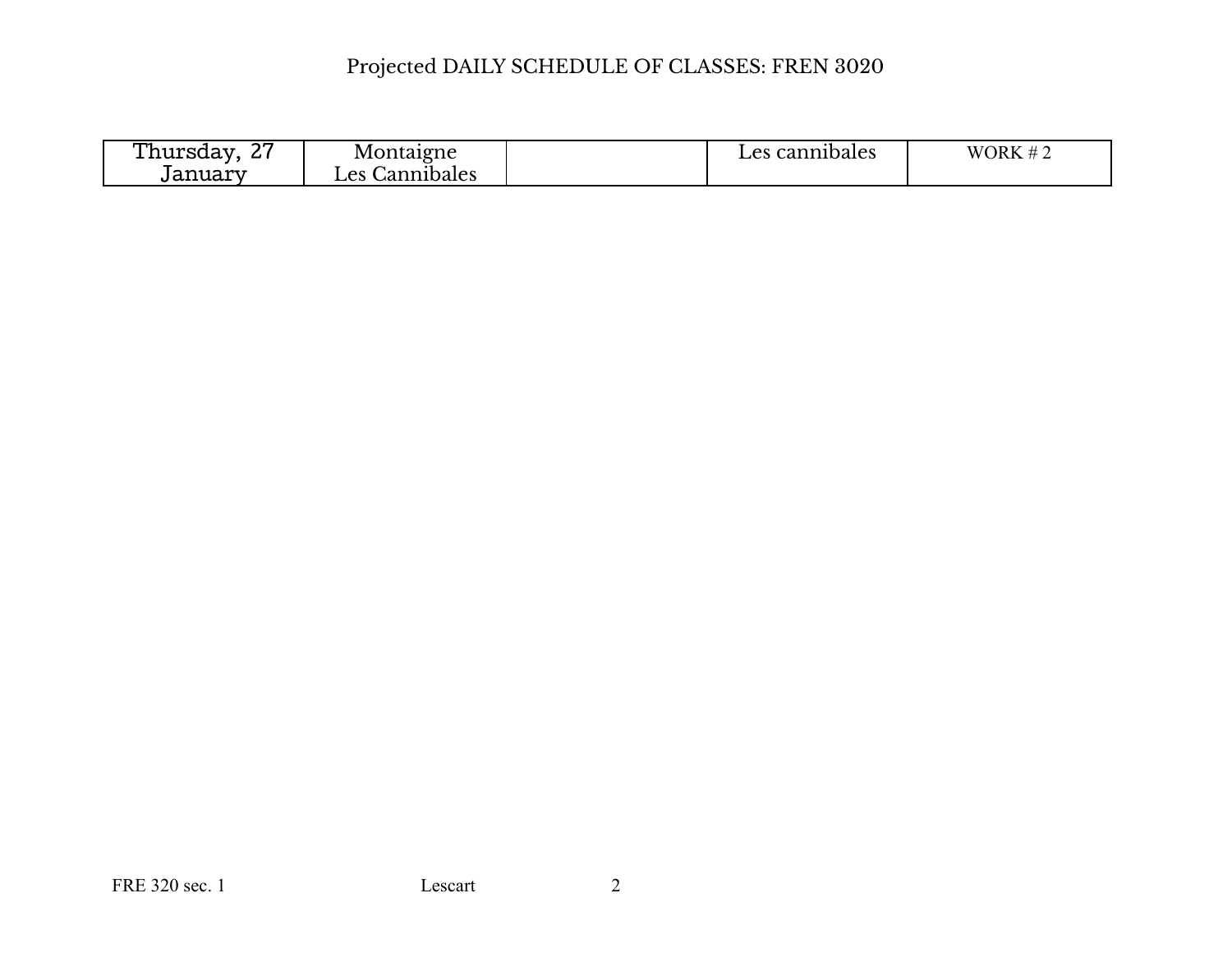Projected DAILY SCHEDULE OF CLASSES: FREN 3020

| | | | | |
|---|---|---|---|---|
| Thursday, 27 January | Montaigne Les Cannibales | | Les cannibales | WORK # 2 |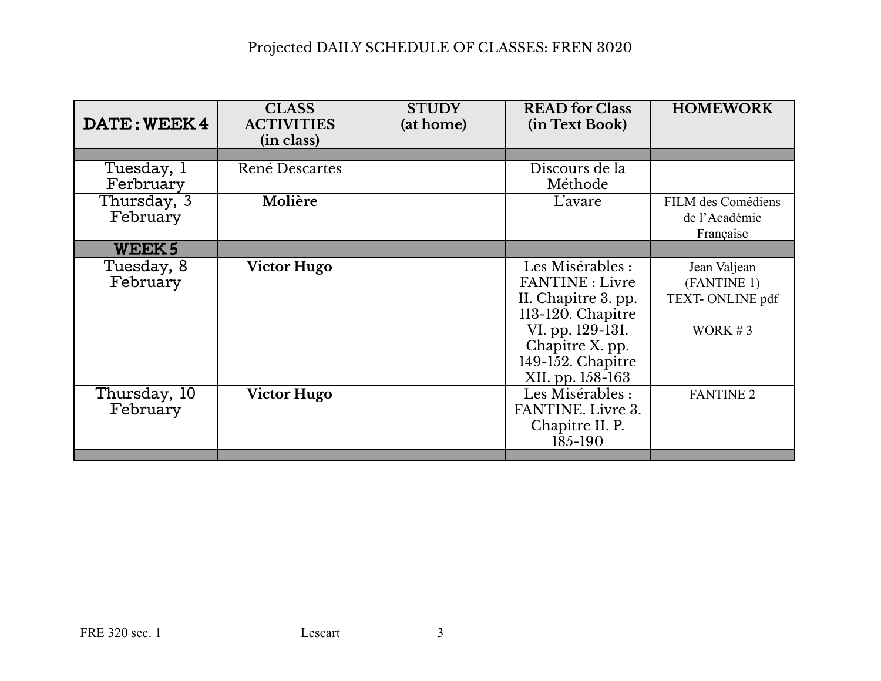Projected DAILY SCHEDULE OF CLASSES: FREN 3020

| DATE : WEEK 4 | CLASS ACTIVITIES (in class) | STUDY (at home) | READ for Class (in Text Book) | HOMEWORK |
|---|---|---|---|---|
| | | | | |
| Tuesday, 1 Ferbruary | René Descartes | | Discours de la Méthode | |
| Thursday, 3 February | **Molière** | | L'avare | FILM des Comédiens de l'Académie Française |
| **WEEK 5** | | | | |
| Tuesday, 8 February | **Victor Hugo** | | Les Misérables : FANTINE : Livre II. Chapitre 3. pp. 113-120. Chapitre VI. pp. 129-131. Chapitre X. pp. 149-152. Chapitre XII. pp. 158-163 | Jean Valjean (FANTINE 1) TEXT- ONLINE pdf<br><br>WORK # 3 |
| Thursday, 10 February | **Victor Hugo** | | Les Misérables : FANTINE. Livre 3. Chapitre II. P. 185-190 | FANTINE 2 |
| | | | | |

FRE 320 sec. 1 Lescart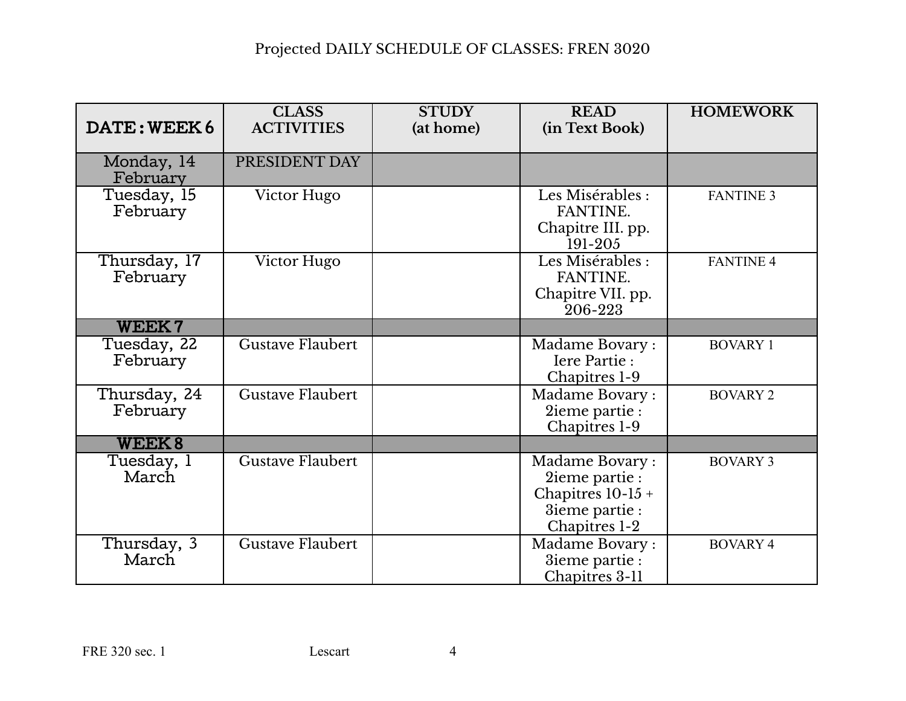# Projected DAILY SCHEDULE OF CLASSES: FREN 3020

| DATE : WEEK 6 | CLASS ACTIVITIES | STUDY (at home) | READ (in Text Book) | HOMEWORK |
|---|---|---|---|---|
| Monday, 14 February | PRESIDENT DAY | | | |
| Tuesday, 15 February | Victor Hugo | | Les Misérables : FANTINE. Chapitre III. pp. 191-205 | FANTINE 3 |
| Thursday, 17 February | Victor Hugo | | Les Misérables : FANTINE. Chapitre VII. pp. 206-223 | FANTINE 4 |
| **WEEK 7** | | | | |
| Tuesday, 22 February | Gustave Flaubert | | Madame Bovary : Iere Partie : Chapitres 1-9 | BOVARY 1 |
| Thursday, 24 February | Gustave Flaubert | | Madame Bovary : 2ieme partie : Chapitres 1-9 | BOVARY 2 |
| **WEEK 8** | | | | |
| Tuesday, 1 March | Gustave Flaubert | | Madame Bovary : 2ieme partie : Chapitres 10-15 + 3ieme partie : Chapitres 1-2 | BOVARY 3 |
| Thursday, 3 March | Gustave Flaubert | | Madame Bovary : 3ieme partie : Chapitres 3-11 | BOVARY 4 |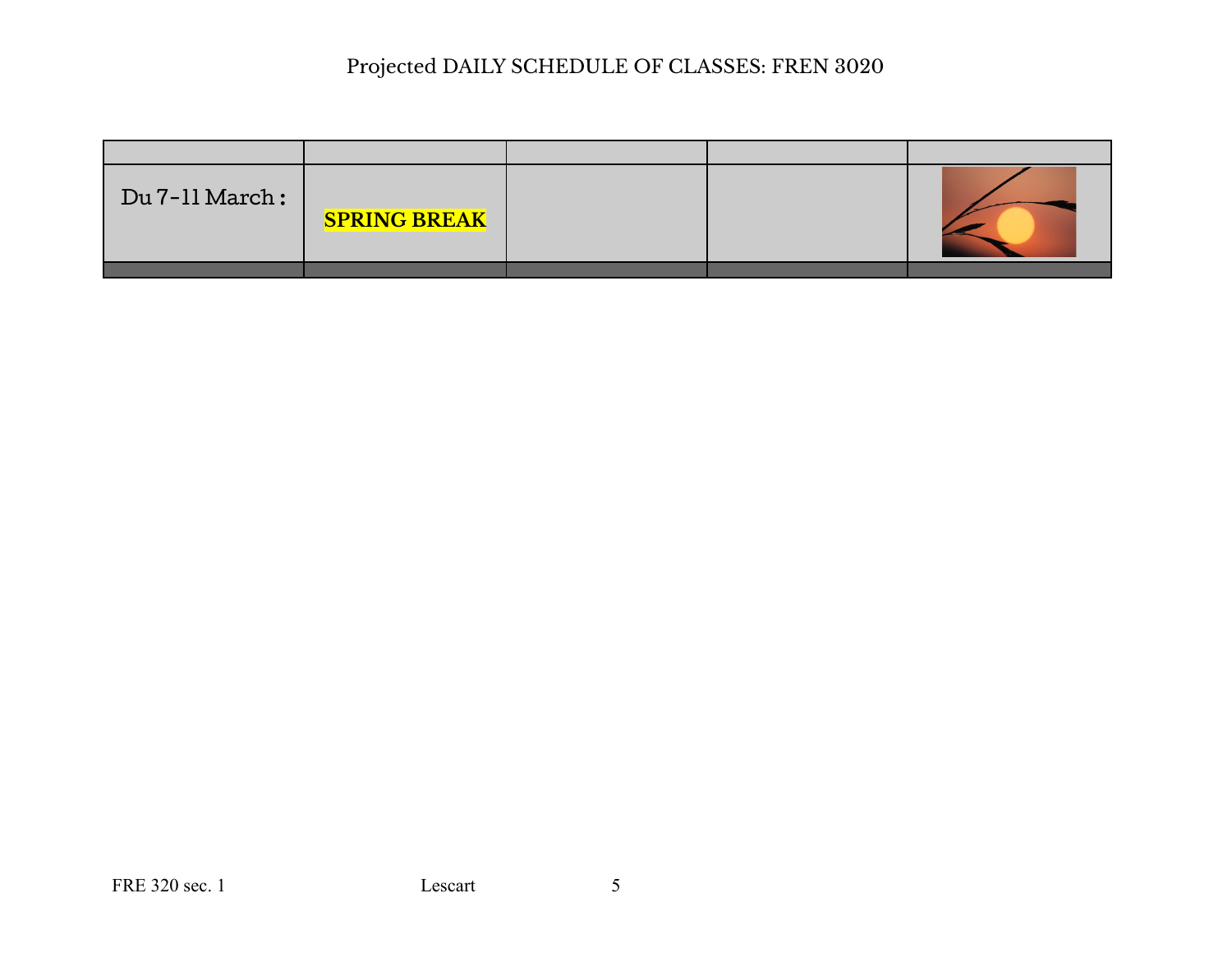Projected DAILY SCHEDULE OF CLASSES: FREN 3020

| | | | | |
|---|---|---|---|---|
| Du 7-11 March : | **SPRING BREAK** | | | |
| | | | | |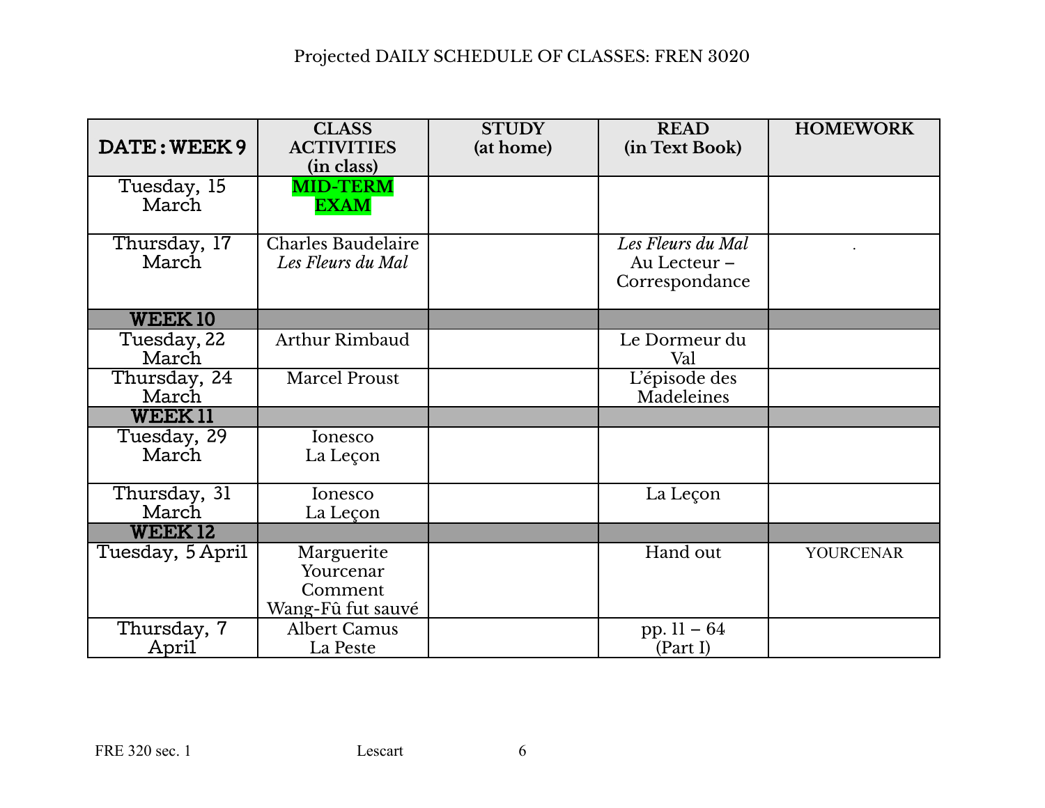Projected DAILY SCHEDULE OF CLASSES: FREN 3020

| DATE : WEEK 9 | CLASS ACTIVITIES (in class) | STUDY (at home) | READ (in Text Book) | HOMEWORK |
|---|---|---|---|---|
| Tuesday, 15 March | **MID-TERM EXAM** | | | |
| Thursday, 17 March | Charles Baudelaire *Les Fleurs du Mal* | | *Les Fleurs du Mal* Au Lecteur – Correspondance | . |
| **WEEK 10** | | | | |
| Tuesday, 22 March | Arthur Rimbaud | | Le Dormeur du Val | |
| Thursday, 24 March | Marcel Proust | | L'épisode des Madeleines | |
| **WEEK 11** | | | | |
| Tuesday, 29 March | Ionesco La Leçon | | | |
| Thursday, 31 March | Ionesco La Leçon | | La Leçon | |
| **WEEK 12** | | | | |
| Tuesday, 5 April | Marguerite Yourcenar Comment Wang-Fû fut sauvé | | Hand out | YOURCENAR |
| Thursday, 7 April | Albert Camus La Peste | | pp. 11 – 64 (Part I) | |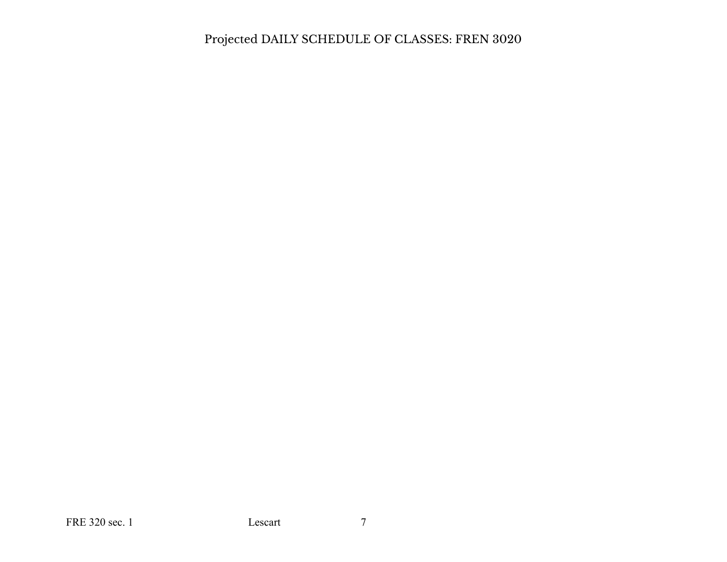# Projected DAILY SCHEDULE OF CLASSES: FREN 3020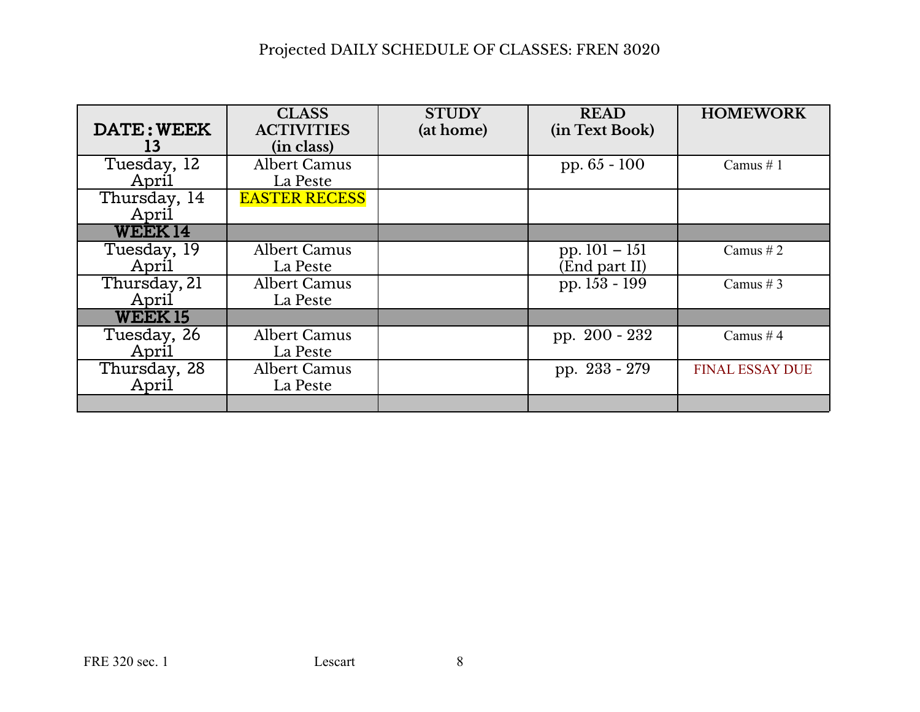Projected DAILY SCHEDULE OF CLASSES: FREN 3020

| DATE : WEEK 13 | CLASS ACTIVITIES (in class) | STUDY (at home) | READ (in Text Book) | HOMEWORK |
|---|---|---|---|---|
| Tuesday, 12 April | Albert Camus La Peste | | pp. 65 - 100 | Camus # 1 |
| Thursday, 14 April | EASTER RECESS | | | |
| **WEEK 14** | | | | |
| Tuesday, 19 April | Albert Camus La Peste | | pp. 101 – 151 (End part II) | Camus # 2 |
| Thursday, 21 April | Albert Camus La Peste | | pp. 153 - 199 | Camus # 3 |
| **WEEK 15** | | | | |
| Tuesday, 26 April | Albert Camus La Peste | | pp. 200 - 232 | Camus # 4 |
| Thursday, 28 April | Albert Camus La Peste | | pp. 233 - 279 | FINAL ESSAY DUE |
| | | | | |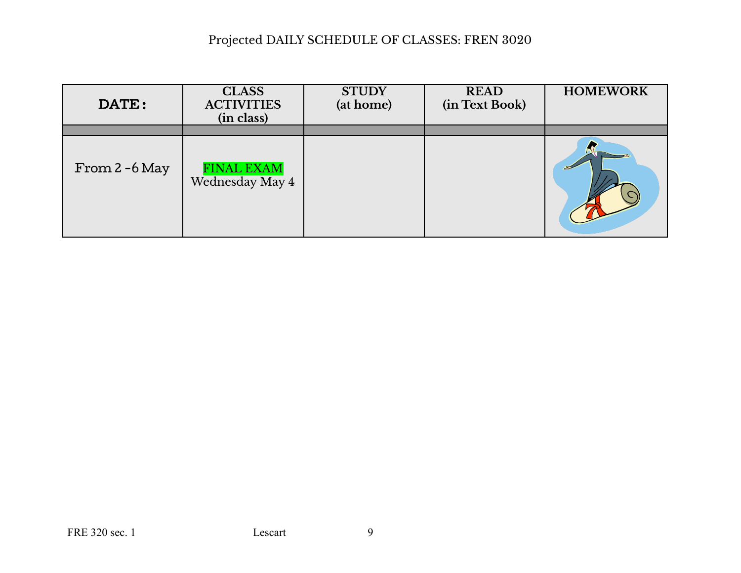Projected DAILY SCHEDULE OF CLASSES: FREN 3020

| DATE: | CLASS ACTIVITIES (in class) | STUDY (at home) | READ (in Text Book) | HOMEWORK |
|---|---|---|---|---|
| | | | | |
| From 2 -6 May | FINAL EXAM Wednesday May 4 | | | |